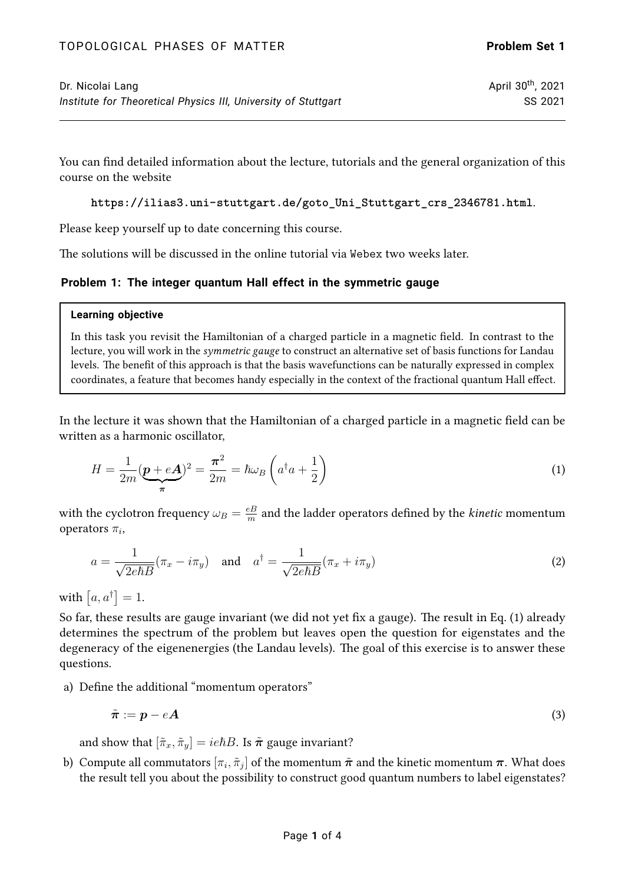Dr. Nicolai Lang
*Institute for Theoretical Physics III, University of Stuttgart*

April 30th, 2021
SS 2021

---

You can find detailed information about the lecture, tutorials and the general organization of this course on the website

**https://ilias3.uni-stuttgart.de/goto_Uni_Stuttgart_crs_2346781.html**.

Please keep yourself up to date concerning this course.

The solutions will be discussed in the online tutorial via Webex two weeks later.

### Problem 1: The integer quantum Hall effect in the symmetric gauge

> **Learning objective**
>
> In this task you revisit the Hamiltonian of a charged particle in a magnetic field. In contrast to the lecture, you will work in the *symmetric gauge* to construct an alternative set of basis functions for Landau levels. The benefit of this approach is that the basis wavefunctions can be naturally expressed in complex coordinates, a feature that becomes handy especially in the context of the fractional quantum Hall effect.

In the lecture it was shown that the Hamiltonian of a charged particle in a magnetic field can be written as a harmonic oscillator,

$$H = \frac{1}{2m}(\underbrace{\boldsymbol{p} + e\boldsymbol{A}}_{\boldsymbol{\pi}})^2 = \frac{\boldsymbol{\pi}^2}{2m} = \hbar\omega_B\left(a^\dagger a + \frac{1}{2}\right) \tag{1}$$

with the cyclotron frequency $\omega_B = \frac{eB}{m}$ and the ladder operators defined by the *kinetic* momentum operators $\pi_i$,

$$a = \frac{1}{\sqrt{2e\hbar B}}(\pi_x - i\pi_y) \quad \text{and} \quad a^\dagger = \frac{1}{\sqrt{2e\hbar B}}(\pi_x + i\pi_y) \tag{2}$$

with $\left[a, a^\dagger\right] = 1$.

So far, these results are gauge invariant (we did not yet fix a gauge). The result in Eq. (1) already determines the spectrum of the problem but leaves open the question for eigenstates and the degeneracy of the eigenenergies (the Landau levels). The goal of this exercise is to answer these questions.

a) Define the additional "momentum operators"

$$\tilde{\boldsymbol{\pi}} := \boldsymbol{p} - e\boldsymbol{A} \tag{3}$$

and show that $[\tilde{\pi}_x, \tilde{\pi}_y] = ie\hbar B$. Is $\tilde{\boldsymbol{\pi}}$ gauge invariant?

b) Compute all commutators $[\pi_i, \tilde{\pi}_j]$ of the momentum $\tilde{\boldsymbol{\pi}}$ and the kinetic momentum $\boldsymbol{\pi}$. What does the result tell you about the possibility to construct good quantum numbers to label eigenstates?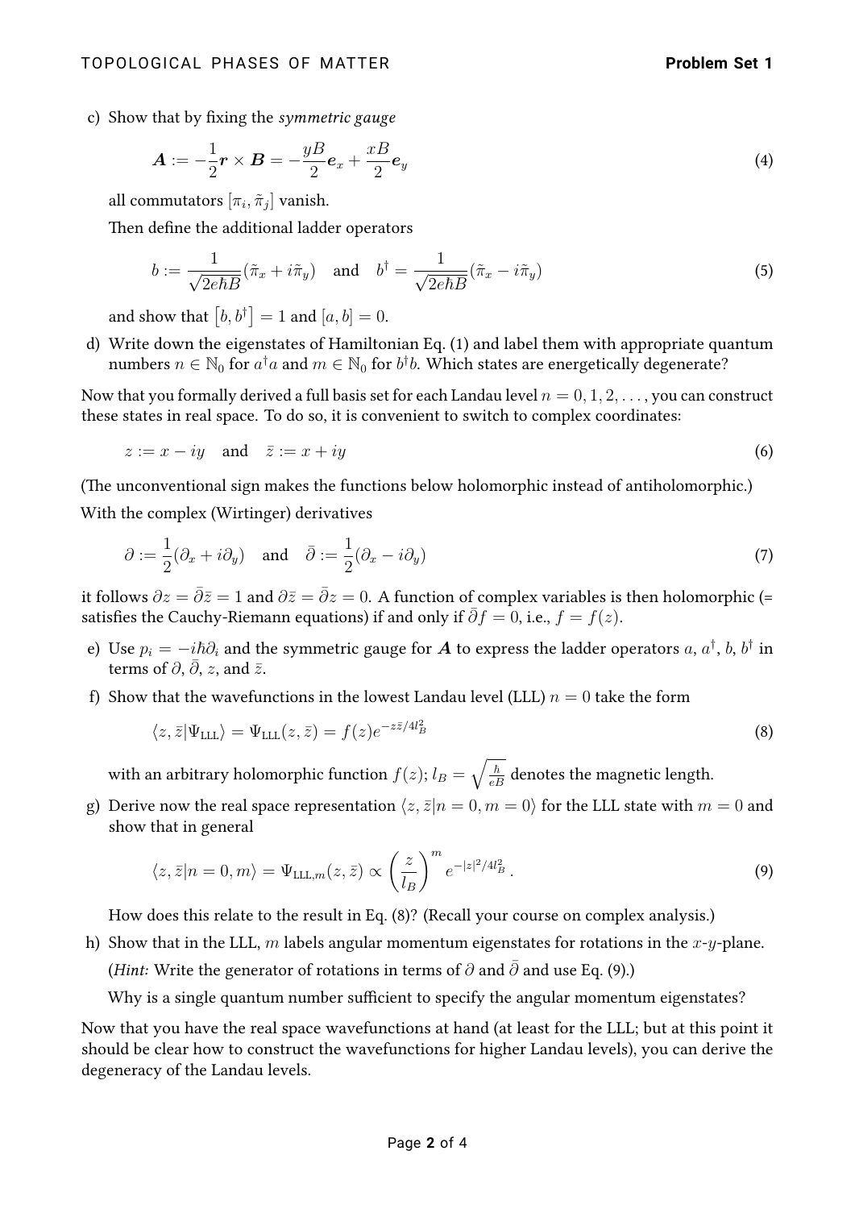c) Show that by fixing the *symmetric gauge*

$$\boldsymbol{A} := -\frac{1}{2}\boldsymbol{r} \times \boldsymbol{B} = -\frac{yB}{2}\boldsymbol{e}_x + \frac{xB}{2}\boldsymbol{e}_y \tag{4}$$

all commutators $[\pi_i, \tilde{\pi}_j]$ vanish.

Then define the additional ladder operators

$$b := \frac{1}{\sqrt{2e\hbar B}}(\tilde{\pi}_x + i\tilde{\pi}_y) \quad \text{and} \quad b^\dagger = \frac{1}{\sqrt{2e\hbar B}}(\tilde{\pi}_x - i\tilde{\pi}_y) \tag{5}$$

and show that $\left[b, b^\dagger\right] = 1$ and $[a, b] = 0$.

d) Write down the eigenstates of Hamiltonian Eq. (1) and label them with appropriate quantum numbers $n \in \mathbb{N}_0$ for $a^\dagger a$ and $m \in \mathbb{N}_0$ for $b^\dagger b$. Which states are energetically degenerate?

Now that you formally derived a full basis set for each Landau level $n = 0, 1, 2, \ldots$, you can construct these states in real space. To do so, it is convenient to switch to complex coordinates:

$$z := x - iy \quad \text{and} \quad \bar{z} := x + iy \tag{6}$$

(The unconventional sign makes the functions below holomorphic instead of antiholomorphic.)

With the complex (Wirtinger) derivatives

$$\partial := \frac{1}{2}(\partial_x + i\partial_y) \quad \text{and} \quad \bar{\partial} := \frac{1}{2}(\partial_x - i\partial_y) \tag{7}$$

it follows $\partial z = \bar{\partial}\bar{z} = 1$ and $\partial\bar{z} = \bar{\partial}z = 0$. A function of complex variables is then holomorphic (= satisfies the Cauchy-Riemann equations) if and only if $\bar{\partial}f = 0$, i.e., $f = f(z)$.

e) Use $p_i = -i\hbar\partial_i$ and the symmetric gauge for $\boldsymbol{A}$ to express the ladder operators $a$, $a^\dagger$, $b$, $b^\dagger$ in terms of $\partial$, $\bar{\partial}$, $z$, and $\bar{z}$.

f) Show that the wavefunctions in the lowest Landau level (LLL) $n = 0$ take the form

$$\langle z, \bar{z}|\Psi_{\text{LLL}}\rangle = \Psi_{\text{LLL}}(z, \bar{z}) = f(z)e^{-z\bar{z}/4l_B^2} \tag{8}$$

with an arbitrary holomorphic function $f(z)$; $l_B = \sqrt{\frac{\hbar}{eB}}$ denotes the magnetic length.

g) Derive now the real space representation $\langle z, \bar{z}|n = 0, m = 0\rangle$ for the LLL state with $m = 0$ and show that in general

$$\langle z, \bar{z}|n = 0, m\rangle = \Psi_{\text{LLL},m}(z, \bar{z}) \propto \left(\frac{z}{l_B}\right)^m e^{-|z|^2/4l_B^2}. \tag{9}$$

How does this relate to the result in Eq. (8)? (Recall your course on complex analysis.)

h) Show that in the LLL, $m$ labels angular momentum eigenstates for rotations in the $x$-$y$-plane.

(*Hint:* Write the generator of rotations in terms of $\partial$ and $\bar{\partial}$ and use Eq. (9).)

Why is a single quantum number sufficient to specify the angular momentum eigenstates?

Now that you have the real space wavefunctions at hand (at least for the LLL; but at this point it should be clear how to construct the wavefunctions for higher Landau levels), you can derive the degeneracy of the Landau levels.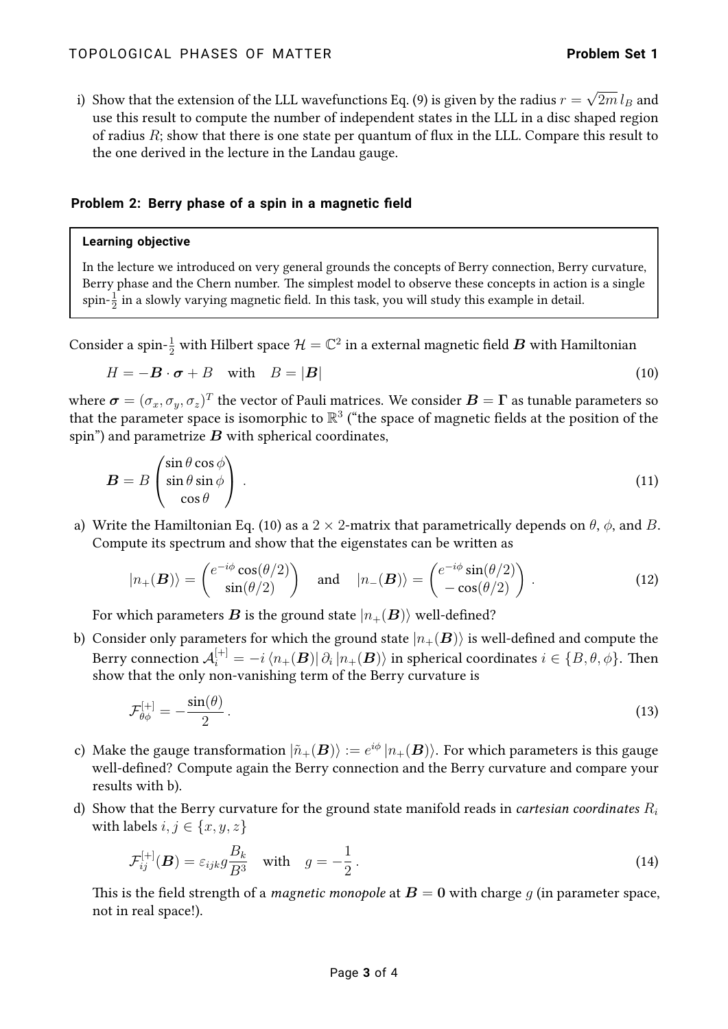i) Show that the extension of the LLL wavefunctions Eq. (9) is given by the radius $r = \sqrt{2m}\, l_B$ and use this result to compute the number of independent states in the LLL in a disc shaped region of radius $R$; show that there is one state per quantum of flux in the LLL. Compare this result to the one derived in the lecture in the Landau gauge.

## Problem 2: Berry phase of a spin in a magnetic field

> **Learning objective**
>
> In the lecture we introduced on very general grounds the concepts of Berry connection, Berry curvature, Berry phase and the Chern number. The simplest model to observe these concepts in action is a single spin-$\frac{1}{2}$ in a slowly varying magnetic field. In this task, you will study this example in detail.

Consider a spin-$\frac{1}{2}$ with Hilbert space $\mathcal{H} = \mathbb{C}^2$ in a external magnetic field $\boldsymbol{B}$ with Hamiltonian

$$H = -\boldsymbol{B} \cdot \boldsymbol{\sigma} + B \quad \text{with} \quad B = |\boldsymbol{B}| \tag{10}$$

where $\boldsymbol{\sigma} = (\sigma_x, \sigma_y, \sigma_z)^T$ the vector of Pauli matrices. We consider $\boldsymbol{B} = \boldsymbol{\Gamma}$ as tunable parameters so that the parameter space is isomorphic to $\mathbb{R}^3$ ("the space of magnetic fields at the position of the spin") and parametrize $\boldsymbol{B}$ with spherical coordinates,

$$\boldsymbol{B} = B \begin{pmatrix} \sin\theta\cos\phi \\ \sin\theta\sin\phi \\ \cos\theta \end{pmatrix} . \tag{11}$$

a) Write the Hamiltonian Eq. (10) as a $2 \times 2$-matrix that parametrically depends on $\theta$, $\phi$, and $B$. Compute its spectrum and show that the eigenstates can be written as

$$|n_+(\boldsymbol{B})\rangle = \begin{pmatrix} e^{-i\phi}\cos(\theta/2) \\ \sin(\theta/2) \end{pmatrix} \quad \text{and} \quad |n_-(\boldsymbol{B})\rangle = \begin{pmatrix} e^{-i\phi}\sin(\theta/2) \\ -\cos(\theta/2) \end{pmatrix} . \tag{12}$$

For which parameters $\boldsymbol{B}$ is the ground state $|n_+(\boldsymbol{B})\rangle$ well-defined?

b) Consider only parameters for which the ground state $|n_+(\boldsymbol{B})\rangle$ is well-defined and compute the Berry connection $\mathcal{A}_i^{[+]} = -i \langle n_+(\boldsymbol{B})| \partial_i |n_+(\boldsymbol{B})\rangle$ in spherical coordinates $i \in \{B, \theta, \phi\}$. Then show that the only non-vanishing term of the Berry curvature is

$$\mathcal{F}_{\theta\phi}^{[+]} = -\frac{\sin(\theta)}{2} . \tag{13}$$

c) Make the gauge transformation $|\tilde{n}_+(\boldsymbol{B})\rangle := e^{i\phi} |n_+(\boldsymbol{B})\rangle$. For which parameters is this gauge well-defined? Compute again the Berry connection and the Berry curvature and compare your results with b).

d) Show that the Berry curvature for the ground state manifold reads in *cartesian coordinates* $R_i$ with labels $i, j \in \{x, y, z\}$

$$\mathcal{F}_{ij}^{[+]}(\boldsymbol{B}) = \varepsilon_{ijk} g \frac{B_k}{B^3} \quad \text{with} \quad g = -\frac{1}{2} . \tag{14}$$

This is the field strength of a *magnetic monopole* at $\boldsymbol{B} = \boldsymbol{0}$ with charge $g$ (in parameter space, not in real space!).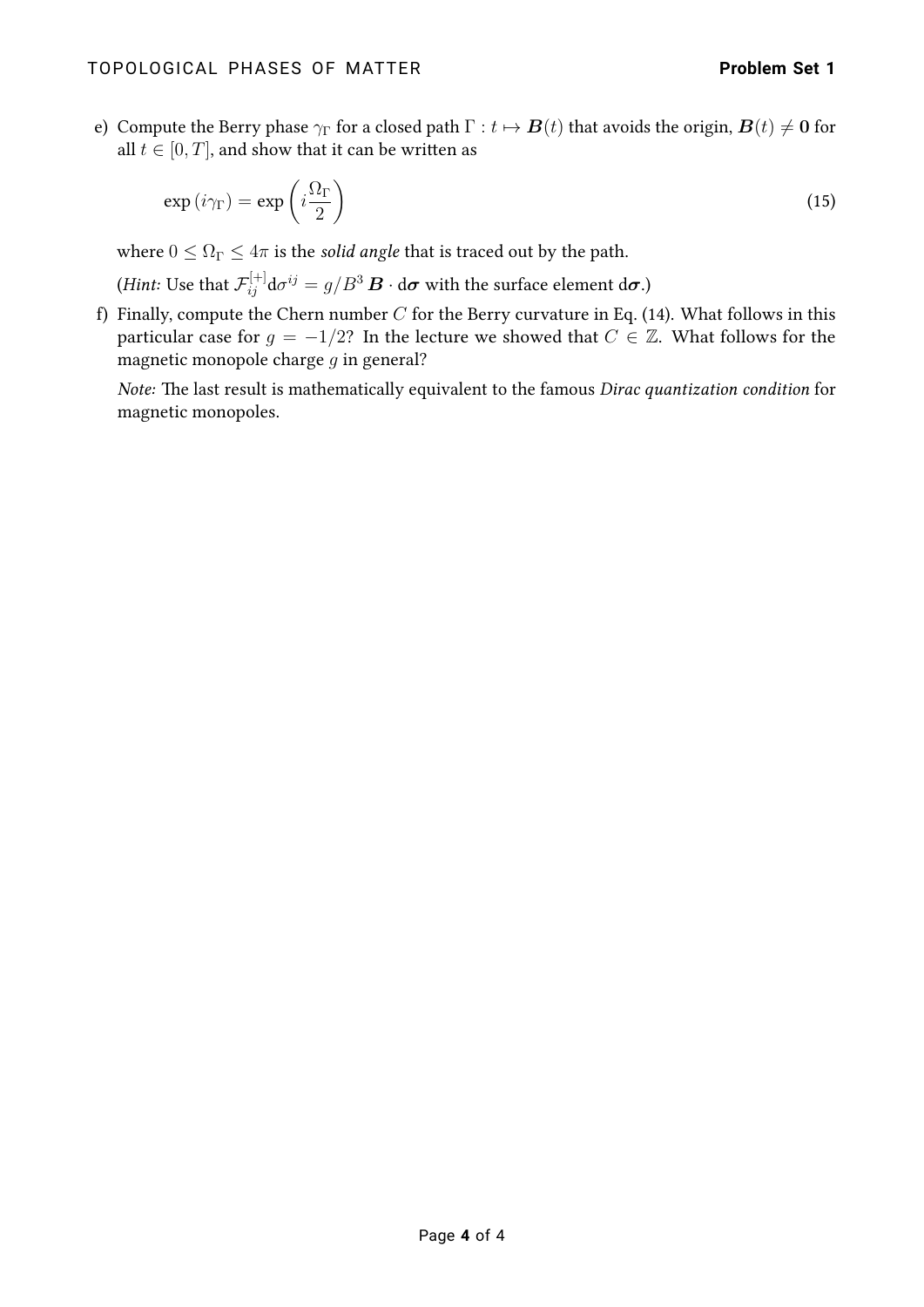e) Compute the Berry phase $\gamma_\Gamma$ for a closed path $\Gamma : t \mapsto \boldsymbol{B}(t)$ that avoids the origin, $\boldsymbol{B}(t) \neq \boldsymbol{0}$ for all $t \in [0, T]$, and show that it can be written as

$$\exp\left(i\gamma_\Gamma\right) = \exp\left(i\frac{\Omega_\Gamma}{2}\right) \tag{15}$$

where $0 \leq \Omega_\Gamma \leq 4\pi$ is the *solid angle* that is traced out by the path.

(*Hint:* Use that $\mathcal{F}^{[+]}_{ij}\mathrm{d}\sigma^{ij} = g/B^3\,\boldsymbol{B}\cdot\mathrm{d}\boldsymbol{\sigma}$ with the surface element $\mathrm{d}\boldsymbol{\sigma}$.)

f) Finally, compute the Chern number $C$ for the Berry curvature in Eq. (14). What follows in this particular case for $g = -1/2$? In the lecture we showed that $C \in \mathbb{Z}$. What follows for the magnetic monopole charge $g$ in general?

*Note:* The last result is mathematically equivalent to the famous *Dirac quantization condition* for magnetic monopoles.